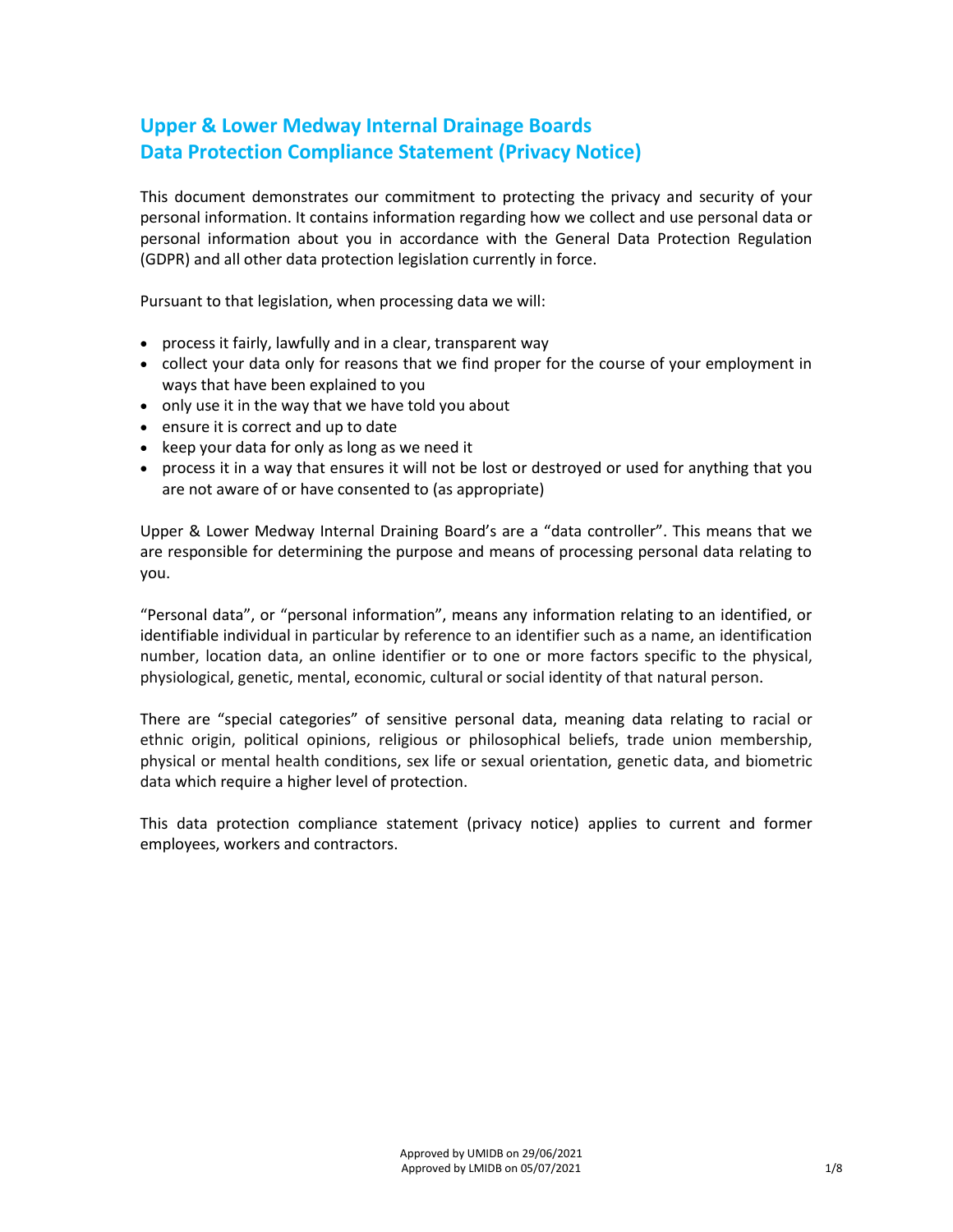# Upper & Lower Medway Internal Drainage Boards
# Data Protection Compliance Statement (Privacy Notice)

This document demonstrates our commitment to protecting the privacy and security of your personal information. It contains information regarding how we collect and use personal data or personal information about you in accordance with the General Data Protection Regulation (GDPR) and all other data protection legislation currently in force.

Pursuant to that legislation, when processing data we will:

- process it fairly, lawfully and in a clear, transparent way
- collect your data only for reasons that we find proper for the course of your employment in ways that have been explained to you
- only use it in the way that we have told you about
- ensure it is correct and up to date
- keep your data for only as long as we need it
- process it in a way that ensures it will not be lost or destroyed or used for anything that you are not aware of or have consented to (as appropriate)

Upper & Lower Medway Internal Draining Board's are a "data controller". This means that we are responsible for determining the purpose and means of processing personal data relating to you.

"Personal data", or "personal information", means any information relating to an identified, or identifiable individual in particular by reference to an identifier such as a name, an identification number, location data, an online identifier or to one or more factors specific to the physical, physiological, genetic, mental, economic, cultural or social identity of that natural person.

There are "special categories" of sensitive personal data, meaning data relating to racial or ethnic origin, political opinions, religious or philosophical beliefs, trade union membership, physical or mental health conditions, sex life or sexual orientation, genetic data, and biometric data which require a higher level of protection.

This data protection compliance statement (privacy notice) applies to current and former employees, workers and contractors.

Approved by UMIDB on 29/06/2021
Approved by LMIDB on 05/07/2021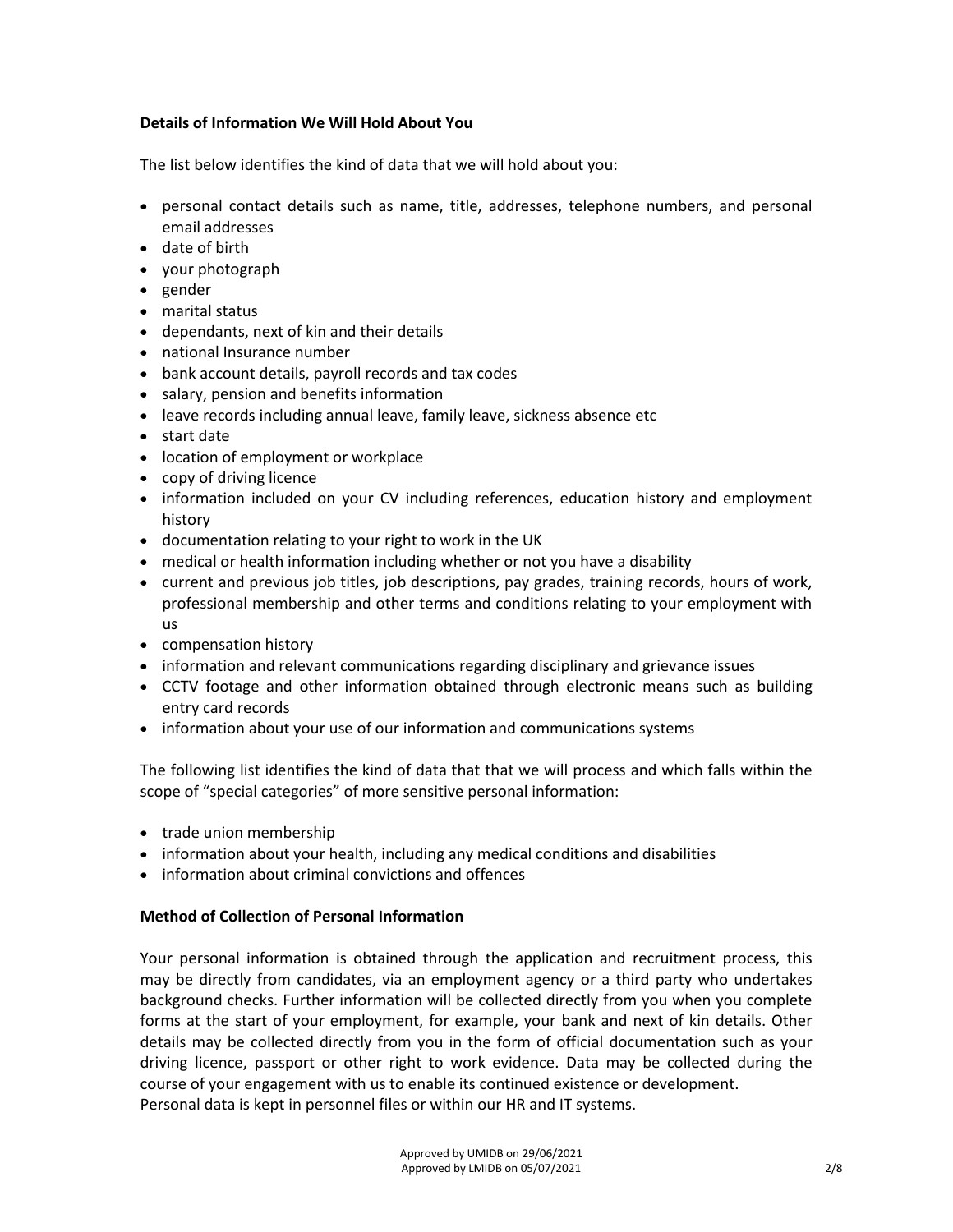**Details of Information We Will Hold About You**

The list below identifies the kind of data that we will hold about you:

- personal contact details such as name, title, addresses, telephone numbers, and personal email addresses
- date of birth
- your photograph
- gender
- marital status
- dependants, next of kin and their details
- national Insurance number
- bank account details, payroll records and tax codes
- salary, pension and benefits information
- leave records including annual leave, family leave, sickness absence etc
- start date
- location of employment or workplace
- copy of driving licence
- information included on your CV including references, education history and employment history
- documentation relating to your right to work in the UK
- medical or health information including whether or not you have a disability
- current and previous job titles, job descriptions, pay grades, training records, hours of work, professional membership and other terms and conditions relating to your employment with us
- compensation history
- information and relevant communications regarding disciplinary and grievance issues
- CCTV footage and other information obtained through electronic means such as building entry card records
- information about your use of our information and communications systems

The following list identifies the kind of data that that we will process and which falls within the scope of "special categories" of more sensitive personal information:

- trade union membership
- information about your health, including any medical conditions and disabilities
- information about criminal convictions and offences

**Method of Collection of Personal Information**

Your personal information is obtained through the application and recruitment process, this may be directly from candidates, via an employment agency or a third party who undertakes background checks. Further information will be collected directly from you when you complete forms at the start of your employment, for example, your bank and next of kin details. Other details may be collected directly from you in the form of official documentation such as your driving licence, passport or other right to work evidence. Data may be collected during the course of your engagement with us to enable its continued existence or development.
Personal data is kept in personnel files or within our HR and IT systems.

Approved by UMIDB on 29/06/2021
Approved by LMIDB on 05/07/2021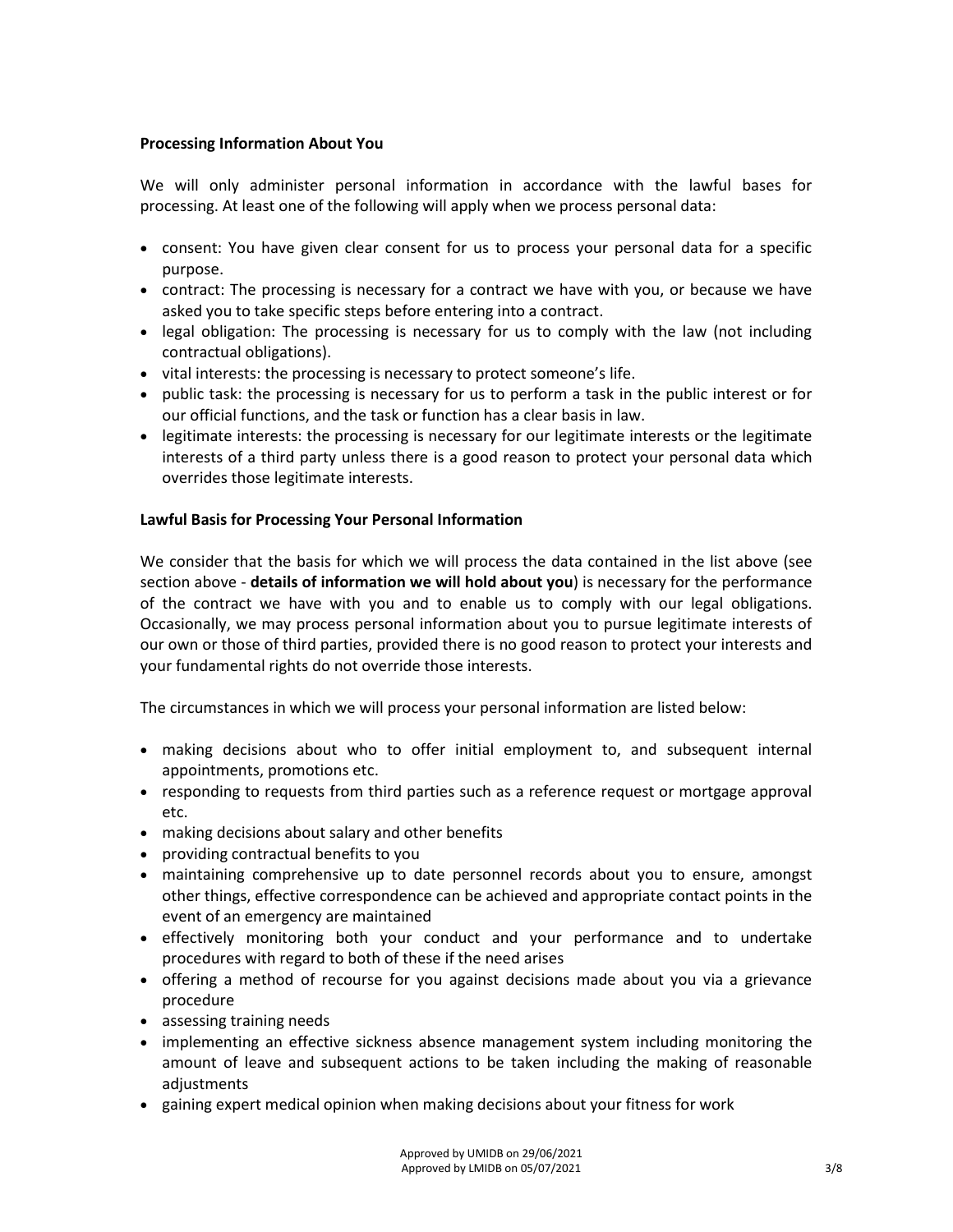**Processing Information About You**

We will only administer personal information in accordance with the lawful bases for processing. At least one of the following will apply when we process personal data:

- consent: You have given clear consent for us to process your personal data for a specific purpose.
- contract: The processing is necessary for a contract we have with you, or because we have asked you to take specific steps before entering into a contract.
- legal obligation: The processing is necessary for us to comply with the law (not including contractual obligations).
- vital interests: the processing is necessary to protect someone's life.
- public task: the processing is necessary for us to perform a task in the public interest or for our official functions, and the task or function has a clear basis in law.
- legitimate interests: the processing is necessary for our legitimate interests or the legitimate interests of a third party unless there is a good reason to protect your personal data which overrides those legitimate interests.

**Lawful Basis for Processing Your Personal Information**

We consider that the basis for which we will process the data contained in the list above (see section above - **details of information we will hold about you**) is necessary for the performance of the contract we have with you and to enable us to comply with our legal obligations. Occasionally, we may process personal information about you to pursue legitimate interests of our own or those of third parties, provided there is no good reason to protect your interests and your fundamental rights do not override those interests.

The circumstances in which we will process your personal information are listed below:

- making decisions about who to offer initial employment to, and subsequent internal appointments, promotions etc.
- responding to requests from third parties such as a reference request or mortgage approval etc.
- making decisions about salary and other benefits
- providing contractual benefits to you
- maintaining comprehensive up to date personnel records about you to ensure, amongst other things, effective correspondence can be achieved and appropriate contact points in the event of an emergency are maintained
- effectively monitoring both your conduct and your performance and to undertake procedures with regard to both of these if the need arises
- offering a method of recourse for you against decisions made about you via a grievance procedure
- assessing training needs
- implementing an effective sickness absence management system including monitoring the amount of leave and subsequent actions to be taken including the making of reasonable adjustments
- gaining expert medical opinion when making decisions about your fitness for work

Approved by UMIDB on 29/06/2021
Approved by LMIDB on 05/07/2021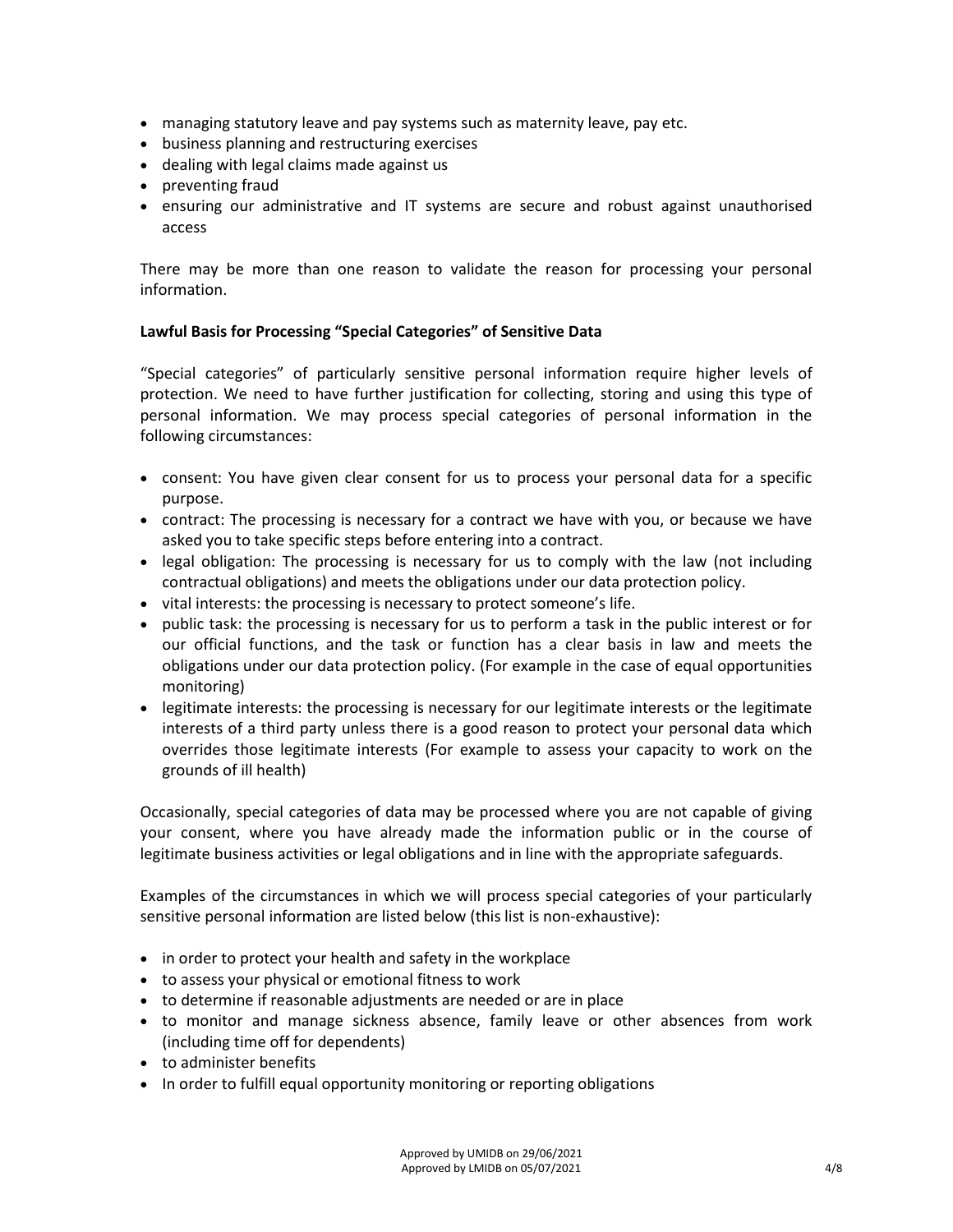- managing statutory leave and pay systems such as maternity leave, pay etc.
- business planning and restructuring exercises
- dealing with legal claims made against us
- preventing fraud
- ensuring our administrative and IT systems are secure and robust against unauthorised access

There may be more than one reason to validate the reason for processing your personal information.

**Lawful Basis for Processing "Special Categories" of Sensitive Data**

"Special categories" of particularly sensitive personal information require higher levels of protection. We need to have further justification for collecting, storing and using this type of personal information. We may process special categories of personal information in the following circumstances:

- consent: You have given clear consent for us to process your personal data for a specific purpose.
- contract: The processing is necessary for a contract we have with you, or because we have asked you to take specific steps before entering into a contract.
- legal obligation: The processing is necessary for us to comply with the law (not including contractual obligations) and meets the obligations under our data protection policy.
- vital interests: the processing is necessary to protect someone's life.
- public task: the processing is necessary for us to perform a task in the public interest or for our official functions, and the task or function has a clear basis in law and meets the obligations under our data protection policy. (For example in the case of equal opportunities monitoring)
- legitimate interests: the processing is necessary for our legitimate interests or the legitimate interests of a third party unless there is a good reason to protect your personal data which overrides those legitimate interests (For example to assess your capacity to work on the grounds of ill health)

Occasionally, special categories of data may be processed where you are not capable of giving your consent, where you have already made the information public or in the course of legitimate business activities or legal obligations and in line with the appropriate safeguards.

Examples of the circumstances in which we will process special categories of your particularly sensitive personal information are listed below (this list is non-exhaustive):

- in order to protect your health and safety in the workplace
- to assess your physical or emotional fitness to work
- to determine if reasonable adjustments are needed or are in place
- to monitor and manage sickness absence, family leave or other absences from work (including time off for dependents)
- to administer benefits
- In order to fulfill equal opportunity monitoring or reporting obligations

Approved by UMIDB on 29/06/2021
Approved by LMIDB on 05/07/2021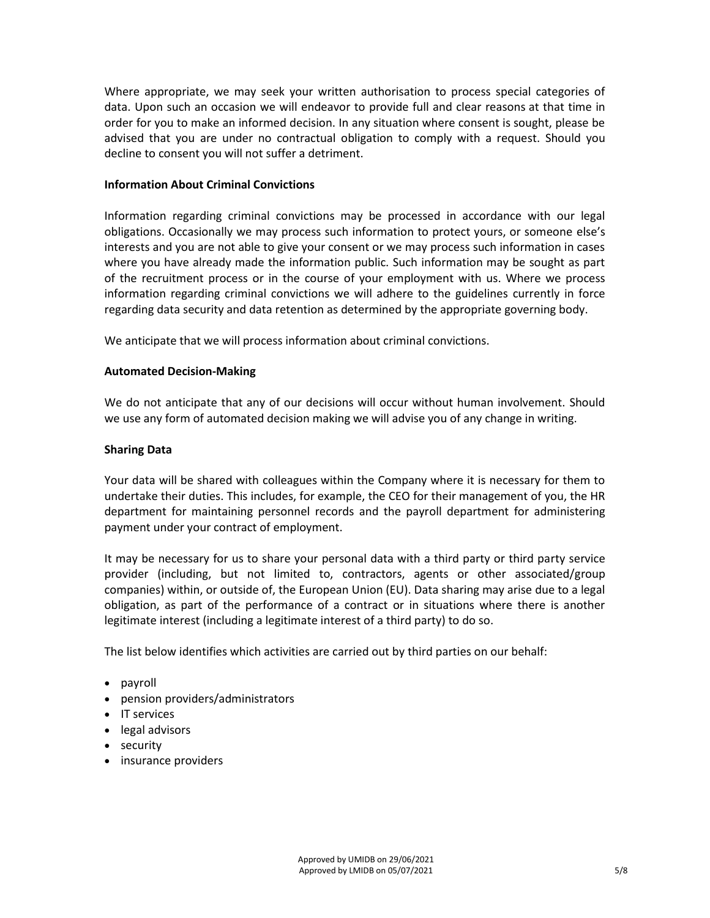Where appropriate, we may seek your written authorisation to process special categories of data. Upon such an occasion we will endeavor to provide full and clear reasons at that time in order for you to make an informed decision. In any situation where consent is sought, please be advised that you are under no contractual obligation to comply with a request. Should you decline to consent you will not suffer a detriment.

**Information About Criminal Convictions**

Information regarding criminal convictions may be processed in accordance with our legal obligations. Occasionally we may process such information to protect yours, or someone else's interests and you are not able to give your consent or we may process such information in cases where you have already made the information public. Such information may be sought as part of the recruitment process or in the course of your employment with us. Where we process information regarding criminal convictions we will adhere to the guidelines currently in force regarding data security and data retention as determined by the appropriate governing body.

We anticipate that we will process information about criminal convictions.

**Automated Decision-Making**

We do not anticipate that any of our decisions will occur without human involvement. Should we use any form of automated decision making we will advise you of any change in writing.

**Sharing Data**

Your data will be shared with colleagues within the Company where it is necessary for them to undertake their duties. This includes, for example, the CEO for their management of you, the HR department for maintaining personnel records and the payroll department for administering payment under your contract of employment.

It may be necessary for us to share your personal data with a third party or third party service provider (including, but not limited to, contractors, agents or other associated/group companies) within, or outside of, the European Union (EU). Data sharing may arise due to a legal obligation, as part of the performance of a contract or in situations where there is another legitimate interest (including a legitimate interest of a third party) to do so.

The list below identifies which activities are carried out by third parties on our behalf:

- payroll
- pension providers/administrators
- IT services
- legal advisors
- security
- insurance providers

Approved by UMIDB on 29/06/2021
Approved by LMIDB on 05/07/2021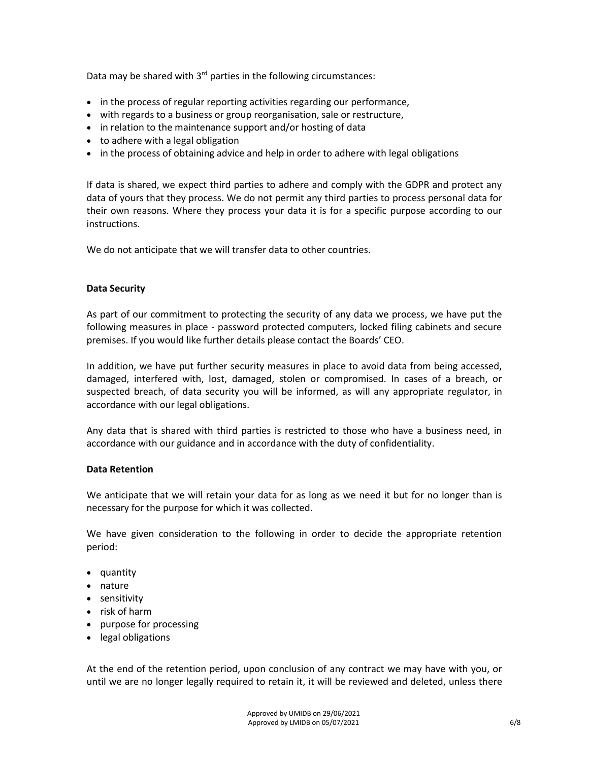Data may be shared with 3rd parties in the following circumstances:

- in the process of regular reporting activities regarding our performance,
- with regards to a business or group reorganisation, sale or restructure,
- in relation to the maintenance support and/or hosting of data
- to adhere with a legal obligation
- in the process of obtaining advice and help in order to adhere with legal obligations

If data is shared, we expect third parties to adhere and comply with the GDPR and protect any data of yours that they process. We do not permit any third parties to process personal data for their own reasons. Where they process your data it is for a specific purpose according to our instructions.

We do not anticipate that we will transfer data to other countries.

**Data Security**

As part of our commitment to protecting the security of any data we process, we have put the following measures in place - password protected computers, locked filing cabinets and secure premises. If you would like further details please contact the Boards' CEO.

In addition, we have put further security measures in place to avoid data from being accessed, damaged, interfered with, lost, damaged, stolen or compromised. In cases of a breach, or suspected breach, of data security you will be informed, as will any appropriate regulator, in accordance with our legal obligations.

Any data that is shared with third parties is restricted to those who have a business need, in accordance with our guidance and in accordance with the duty of confidentiality.

**Data Retention**

We anticipate that we will retain your data for as long as we need it but for no longer than is necessary for the purpose for which it was collected.

We have given consideration to the following in order to decide the appropriate retention period:

- quantity
- nature
- sensitivity
- risk of harm
- purpose for processing
- legal obligations

At the end of the retention period, upon conclusion of any contract we may have with you, or until we are no longer legally required to retain it, it will be reviewed and deleted, unless there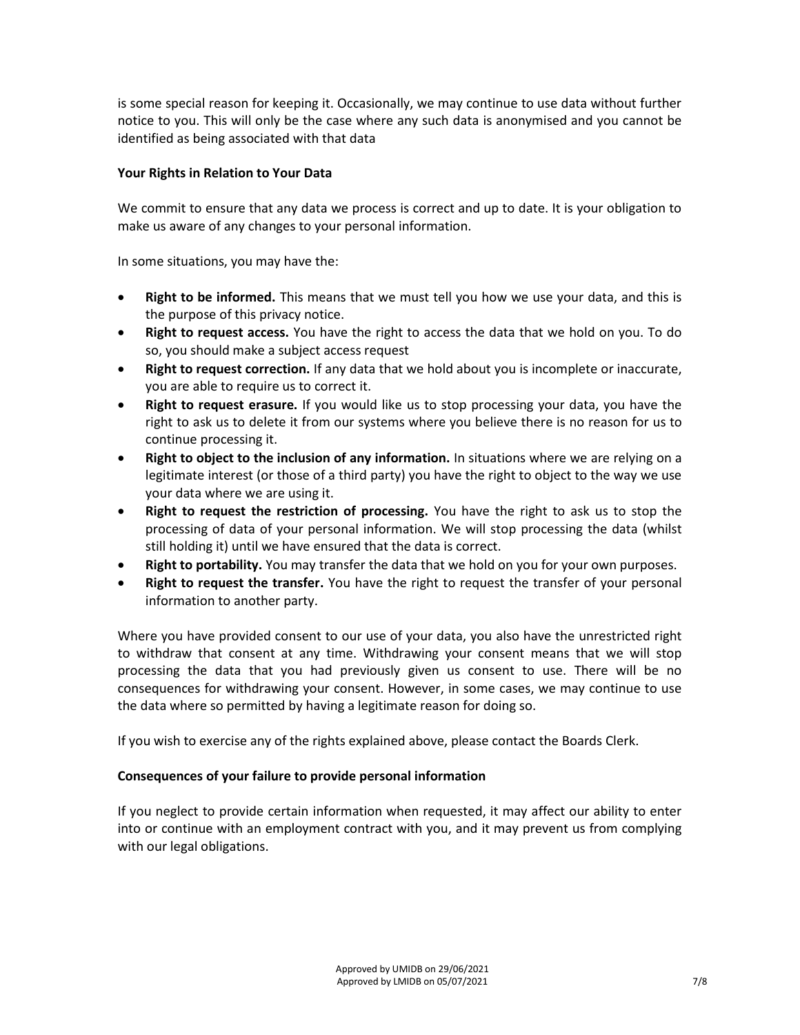is some special reason for keeping it. Occasionally, we may continue to use data without further notice to you. This will only be the case where any such data is anonymised and you cannot be identified as being associated with that data

**Your Rights in Relation to Your Data**

We commit to ensure that any data we process is correct and up to date. It is your obligation to make us aware of any changes to your personal information.

In some situations, you may have the:

- **Right to be informed.** This means that we must tell you how we use your data, and this is the purpose of this privacy notice.
- **Right to request access.** You have the right to access the data that we hold on you. To do so, you should make a subject access request
- **Right to request correction.** If any data that we hold about you is incomplete or inaccurate, you are able to require us to correct it.
- **Right to request erasure.** If you would like us to stop processing your data, you have the right to ask us to delete it from our systems where you believe there is no reason for us to continue processing it.
- **Right to object to the inclusion of any information.** In situations where we are relying on a legitimate interest (or those of a third party) you have the right to object to the way we use your data where we are using it.
- **Right to request the restriction of processing.** You have the right to ask us to stop the processing of data of your personal information. We will stop processing the data (whilst still holding it) until we have ensured that the data is correct.
- **Right to portability.** You may transfer the data that we hold on you for your own purposes.
- **Right to request the transfer.** You have the right to request the transfer of your personal information to another party.

Where you have provided consent to our use of your data, you also have the unrestricted right to withdraw that consent at any time. Withdrawing your consent means that we will stop processing the data that you had previously given us consent to use. There will be no consequences for withdrawing your consent. However, in some cases, we may continue to use the data where so permitted by having a legitimate reason for doing so.

If you wish to exercise any of the rights explained above, please contact the Boards Clerk.

**Consequences of your failure to provide personal information**

If you neglect to provide certain information when requested, it may affect our ability to enter into or continue with an employment contract with you, and it may prevent us from complying with our legal obligations.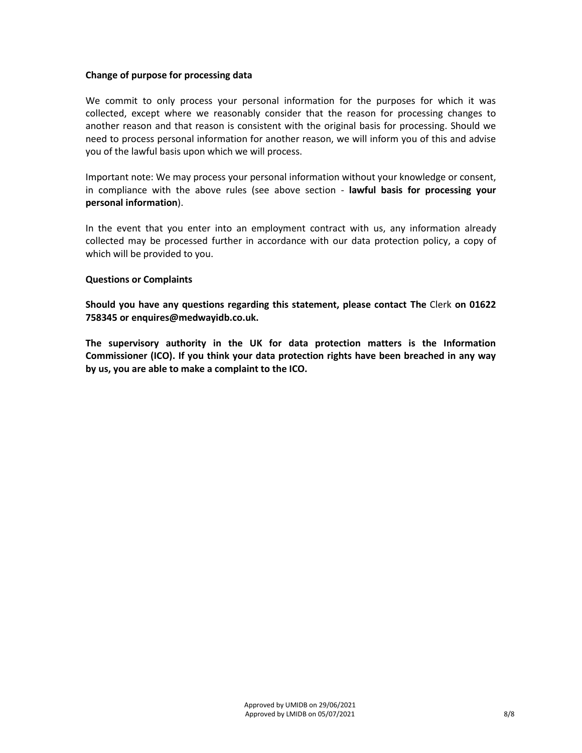**Change of purpose for processing data**

We commit to only process your personal information for the purposes for which it was collected, except where we reasonably consider that the reason for processing changes to another reason and that reason is consistent with the original basis for processing. Should we need to process personal information for another reason, we will inform you of this and advise you of the lawful basis upon which we will process.

Important note: We may process your personal information without your knowledge or consent, in compliance with the above rules (see above section - **lawful basis for processing your personal information**).

In the event that you enter into an employment contract with us, any information already collected may be processed further in accordance with our data protection policy, a copy of which will be provided to you.

**Questions or Complaints**

**Should you have any questions regarding this statement, please contact The** Clerk **on 01622 758345 or enquires@medwayidb.co.uk.**

**The supervisory authority in the UK for data protection matters is the Information Commissioner (ICO). If you think your data protection rights have been breached in any way by us, you are able to make a complaint to the ICO.**

Approved by UMIDB on 29/06/2021
Approved by LMIDB on 05/07/2021